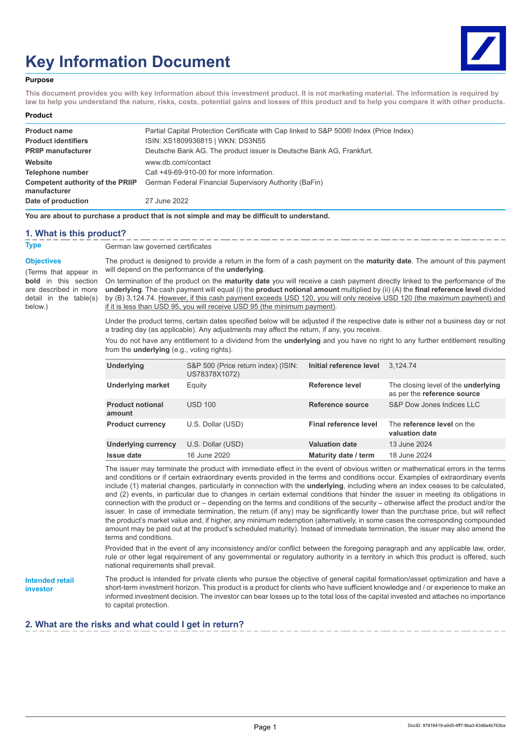# Key Information Document

**Purpose**

**This document provides you with key information about this investment product. It is not marketing material. The information is required by law to help you understand the nature, risks, costs, potential gains and losses of this product and to help you compare it with other products.**

**Product**

| | |
|---|---|
| **Product name** | Partial Capital Protection Certificate with Cap linked to S&P 500® Index (Price Index) |
| **Product identifiers** | ISIN: XS1809936815 \| WKN: DS3N55 |
| **PRIIP manufacturer** | Deutsche Bank AG. The product issuer is Deutsche Bank AG, Frankfurt. |
| **Website** | www.db.com/contact |
| **Telephone number** | Call +49-69-910-00 for more information. |
| **Competent authority of the PRIIP manufacturer** | German Federal Financial Supervisory Authority (BaFin) |
| **Date of production** | 27 June 2022 |

**You are about to purchase a product that is not simple and may be difficult to understand.**

## 1. What is this product?

**Type**

German law governed certificates

**Objectives**

(Terms that appear in **bold** in this section are described in more detail in the table(s) below.)

The product is designed to provide a return in the form of a cash payment on the **maturity date**. The amount of this payment will depend on the performance of the **underlying**.

On termination of the product on the **maturity date** you will receive a cash payment directly linked to the performance of the **underlying**. The cash payment will equal (i) the **product notional amount** multiplied by (ii) (A) the **final reference level** divided by (B) 3,124.74. However, if this cash payment exceeds USD 120, you will only receive USD 120 (the maximum payment) and if it is less than USD 95, you will receive USD 95 (the minimum payment).

Under the product terms, certain dates specified below will be adjusted if the respective date is either not a business day or not a trading day (as applicable). Any adjustments may affect the return, if any, you receive.

You do not have any entitlement to a dividend from the **underlying** and you have no right to any further entitlement resulting from the **underlying** (e.g., voting rights).

| | | | |
|---|---|---|---|
| **Underlying** | S&P 500 (Price return index) (ISIN: US78378X1072) | **Initial reference level** | 3,124.74 |
| **Underlying market** | Equity | **Reference level** | The closing level of the **underlying** as per the **reference source** |
| **Product notional amount** | USD 100 | **Reference source** | S&P Dow Jones Indices LLC |
| **Product currency** | U.S. Dollar (USD) | **Final reference level** | The **reference level** on the **valuation date** |
| **Underlying currency** | U.S. Dollar (USD) | **Valuation date** | 13 June 2024 |
| **Issue date** | 16 June 2020 | **Maturity date / term** | 18 June 2024 |

The issuer may terminate the product with immediate effect in the event of obvious written or mathematical errors in the terms and conditions or if certain extraordinary events provided in the terms and conditions occur. Examples of extraordinary events include (1) material changes, particularly in connection with the **underlying**, including where an index ceases to be calculated, and (2) events, in particular due to changes in certain external conditions that hinder the issuer in meeting its obligations in connection with the product or – depending on the terms and conditions of the security – otherwise affect the product and/or the issuer. In case of immediate termination, the return (if any) may be significantly lower than the purchase price, but will reflect the product's market value and, if higher, any minimum redemption (alternatively, in some cases the corresponding compounded amount may be paid out at the product's scheduled maturity). Instead of immediate termination, the issuer may also amend the terms and conditions.

Provided that in the event of any inconsistency and/or conflict between the foregoing paragraph and any applicable law, order, rule or other legal requirement of any governmental or regulatory authority in a territory in which this product is offered, such national requirements shall prevail.

**Intended retail investor**

The product is intended for private clients who pursue the objective of general capital formation/asset optimization and have a short-term investment horizon. This product is a product for clients who have sufficient knowledge and / or experience to make an informed investment decision. The investor can bear losses up to the total loss of the capital invested and attaches no importance to capital protection.

## 2. What are the risks and what could I get in return?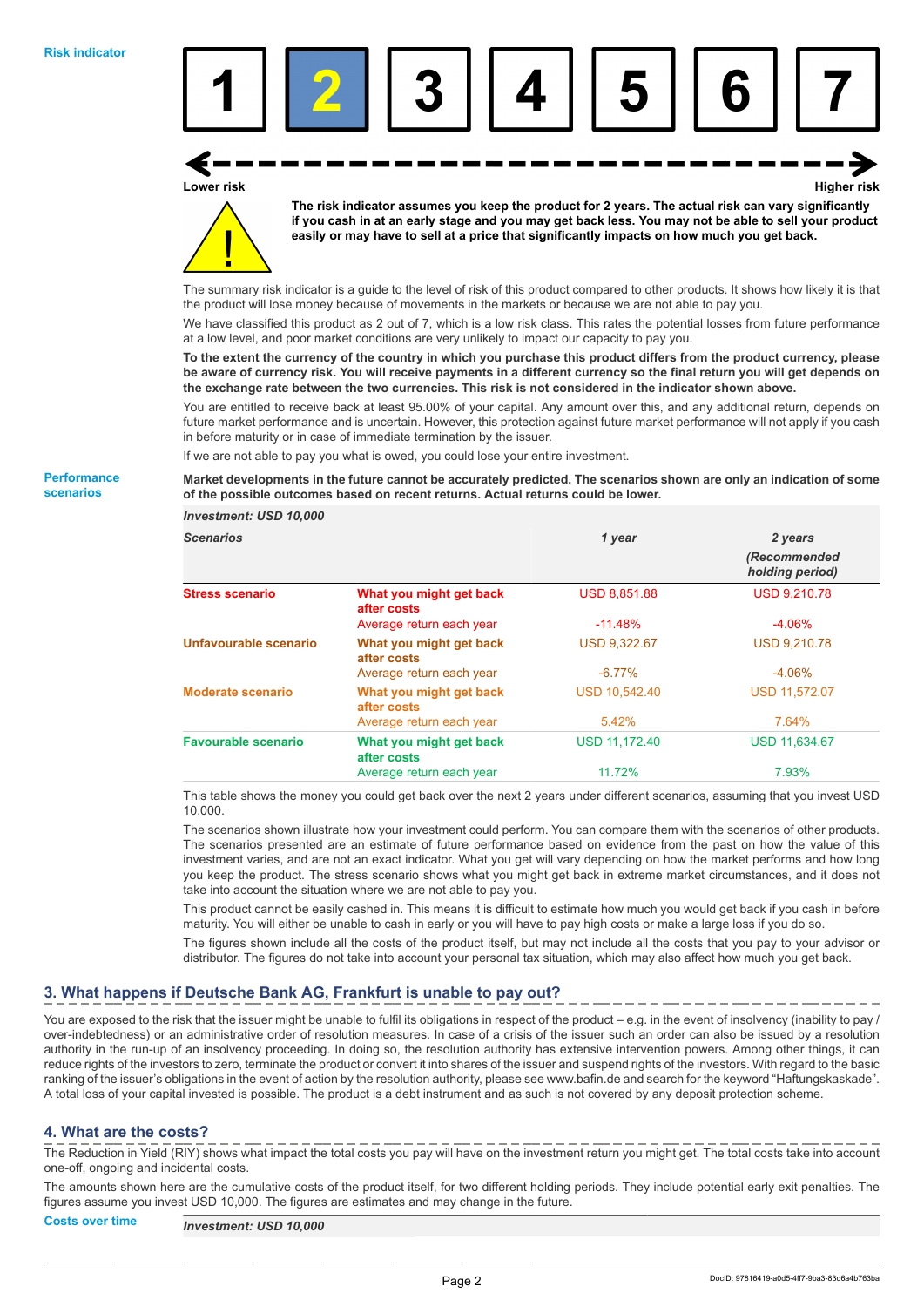**Risk indicator**

| 1 | **2** | 3 | 4 | 5 | 6 | 7 |
|---|---|---|---|---|---|---|

Lower risk ←→ Higher risk

**The risk indicator assumes you keep the product for 2 years. The actual risk can vary significantly if you cash in at an early stage and you may get back less. You may not be able to sell your product easily or may have to sell at a price that significantly impacts on how much you get back.**

The summary risk indicator is a guide to the level of risk of this product compared to other products. It shows how likely it is that the product will lose money because of movements in the markets or because we are not able to pay you.

We have classified this product as 2 out of 7, which is a low risk class. This rates the potential losses from future performance at a low level, and poor market conditions are very unlikely to impact our capacity to pay you.

**To the extent the currency of the country in which you purchase this product differs from the product currency, please be aware of currency risk. You will receive payments in a different currency so the final return you will get depends on the exchange rate between the two currencies. This risk is not considered in the indicator shown above.**

You are entitled to receive back at least 95.00% of your capital. Any amount over this, and any additional return, depends on future market performance and is uncertain. However, this protection against future market performance will not apply if you cash in before maturity or in case of immediate termination by the issuer.

If we are not able to pay you what is owed, you could lose your entire investment.

**Performance scenarios**

**Market developments in the future cannot be accurately predicted. The scenarios shown are only an indication of some of the possible outcomes based on recent returns. Actual returns could be lower.**

*Investment: USD 10,000*

| *Scenarios* | | *1 year* | *2 years (Recommended holding period)* |
|---|---|---|---|
| **Stress scenario** | **What you might get back after costs** | USD 8,851.88 | USD 9,210.78 |
| | Average return each year | -11.48% | -4.06% |
| **Unfavourable scenario** | **What you might get back after costs** | USD 9,322.67 | USD 9,210.78 |
| | Average return each year | -6.77% | -4.06% |
| **Moderate scenario** | **What you might get back after costs** | USD 10,542.40 | USD 11,572.07 |
| | Average return each year | 5.42% | 7.64% |
| **Favourable scenario** | **What you might get back after costs** | USD 11,172.40 | USD 11,634.67 |
| | Average return each year | 11.72% | 7.93% |

This table shows the money you could get back over the next 2 years under different scenarios, assuming that you invest USD 10,000.

The scenarios shown illustrate how your investment could perform. You can compare them with the scenarios of other products. The scenarios presented are an estimate of future performance based on evidence from the past on how the value of this investment varies, and are not an exact indicator. What you get will vary depending on how the market performs and how long you keep the product. The stress scenario shows what you might get back in extreme market circumstances, and it does not take into account the situation where we are not able to pay you.

This product cannot be easily cashed in. This means it is difficult to estimate how much you would get back if you cash in before maturity. You will either be unable to cash in early or you will have to pay high costs or make a large loss if you do so.

The figures shown include all the costs of the product itself, but may not include all the costs that you pay to your advisor or distributor. The figures do not take into account your personal tax situation, which may also affect how much you get back.

## 3. What happens if Deutsche Bank AG, Frankfurt is unable to pay out?

You are exposed to the risk that the issuer might be unable to fulfil its obligations in respect of the product – e.g. in the event of insolvency (inability to pay / over-indebtedness) or an administrative order of resolution measures. In case of a crisis of the issuer such an order can also be issued by a resolution authority in the run-up of an insolvency proceeding. In doing so, the resolution authority has extensive intervention powers. Among other things, it can reduce rights of the investors to zero, terminate the product or convert it into shares of the issuer and suspend rights of the investors. With regard to the basic ranking of the issuer's obligations in the event of action by the resolution authority, please see www.bafin.de and search for the keyword "Haftungskaskade". A total loss of your capital invested is possible. The product is a debt instrument and as such is not covered by any deposit protection scheme.

## 4. What are the costs?

The Reduction in Yield (RIY) shows what impact the total costs you pay will have on the investment return you might get. The total costs take into account one-off, ongoing and incidental costs.

The amounts shown here are the cumulative costs of the product itself, for two different holding periods. They include potential early exit penalties. The figures assume you invest USD 10,000. The figures are estimates and may change in the future.

**Costs over time**

*Investment: USD 10,000*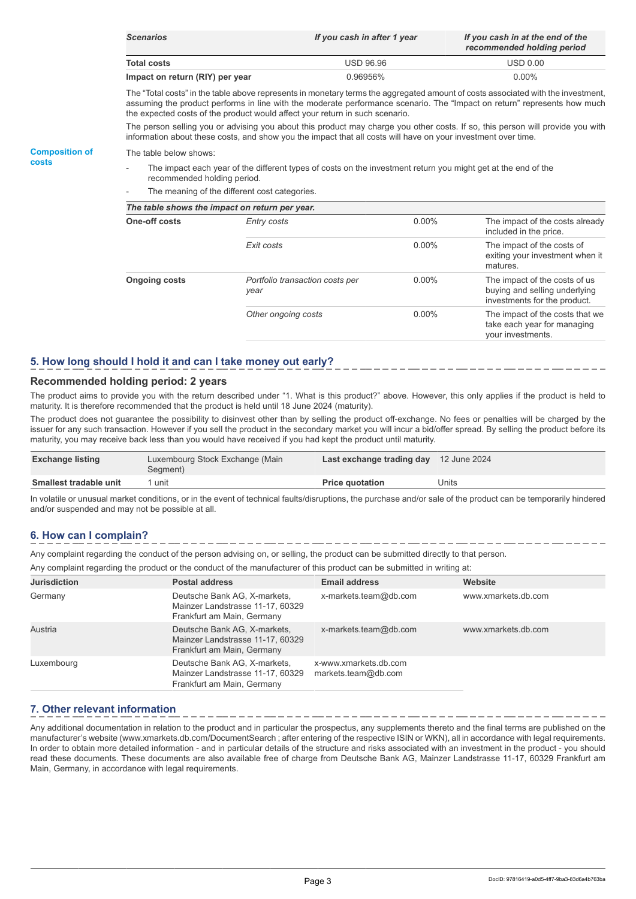| Scenarios | If you cash in after 1 year | If you cash in at the end of the recommended holding period |
|---|---|---|
| **Total costs** | USD 96.96 | USD 0.00 |
| **Impact on return (RIY) per year** | 0.96956% | 0.00% |

The "Total costs" in the table above represents in monetary terms the aggregated amount of costs associated with the investment, assuming the product performs in line with the moderate performance scenario. The "Impact on return" represents how much the expected costs of the product would affect your return in such scenario.

The person selling you or advising you about this product may charge you other costs. If so, this person will provide you with information about these costs, and show you the impact that all costs will have on your investment over time.

**Composition of costs**

The table below shows:

- The impact each year of the different types of costs on the investment return you might get at the end of the recommended holding period.
- The meaning of the different cost categories.

| *The table shows the impact on return per year.* | | | |
|---|---|---|---|
| **One-off costs** | *Entry costs* | 0.00% | The impact of the costs already included in the price. |
| | *Exit costs* | 0.00% | The impact of the costs of exiting your investment when it matures. |
| **Ongoing costs** | *Portfolio transaction costs per year* | 0.00% | The impact of the costs of us buying and selling underlying investments for the product. |
| | *Other ongoing costs* | 0.00% | The impact of the costs that we take each year for managing your investments. |

## 5. How long should I hold it and can I take money out early?

### Recommended holding period: 2 years

The product aims to provide you with the return described under "1. What is this product?" above. However, this only applies if the product is held to maturity. It is therefore recommended that the product is held until 18 June 2024 (maturity).

The product does not guarantee the possibility to disinvest other than by selling the product off-exchange. No fees or penalties will be charged by the issuer for any such transaction. However if you sell the product in the secondary market you will incur a bid/offer spread. By selling the product before its maturity, you may receive back less than you would have received if you had kept the product until maturity.

| | | | |
|---|---|---|---|
| **Exchange listing** | Luxembourg Stock Exchange (Main Segment) | **Last exchange trading day** | 12 June 2024 |
| **Smallest tradable unit** | 1 unit | **Price quotation** | Units |

In volatile or unusual market conditions, or in the event of technical faults/disruptions, the purchase and/or sale of the product can be temporarily hindered and/or suspended and may not be possible at all.

## 6. How can I complain?

Any complaint regarding the conduct of the person advising on, or selling, the product can be submitted directly to that person.

Any complaint regarding the product or the conduct of the manufacturer of this product can be submitted in writing at:

| Jurisdiction | Postal address | Email address | Website |
|---|---|---|---|
| Germany | Deutsche Bank AG, X-markets, Mainzer Landstrasse 11-17, 60329 Frankfurt am Main, Germany | x-markets.team@db.com | www.xmarkets.db.com |
| Austria | Deutsche Bank AG, X-markets, Mainzer Landstrasse 11-17, 60329 Frankfurt am Main, Germany | x-markets.team@db.com | www.xmarkets.db.com |
| Luxembourg | Deutsche Bank AG, X-markets, Mainzer Landstrasse 11-17, 60329 Frankfurt am Main, Germany | x-www.xmarkets.db.com markets.team@db.com | |

## 7. Other relevant information

Any additional documentation in relation to the product and in particular the prospectus, any supplements thereto and the final terms are published on the manufacturer's website (www.xmarkets.db.com/DocumentSearch ; after entering of the respective ISIN or WKN), all in accordance with legal requirements. In order to obtain more detailed information - and in particular details of the structure and risks associated with an investment in the product - you should read these documents. These documents are also available free of charge from Deutsche Bank AG, Mainzer Landstrasse 11-17, 60329 Frankfurt am Main, Germany, in accordance with legal requirements.

DocID: 97816419-a0d5-4ff7-9ba3-83d6a4b763ba